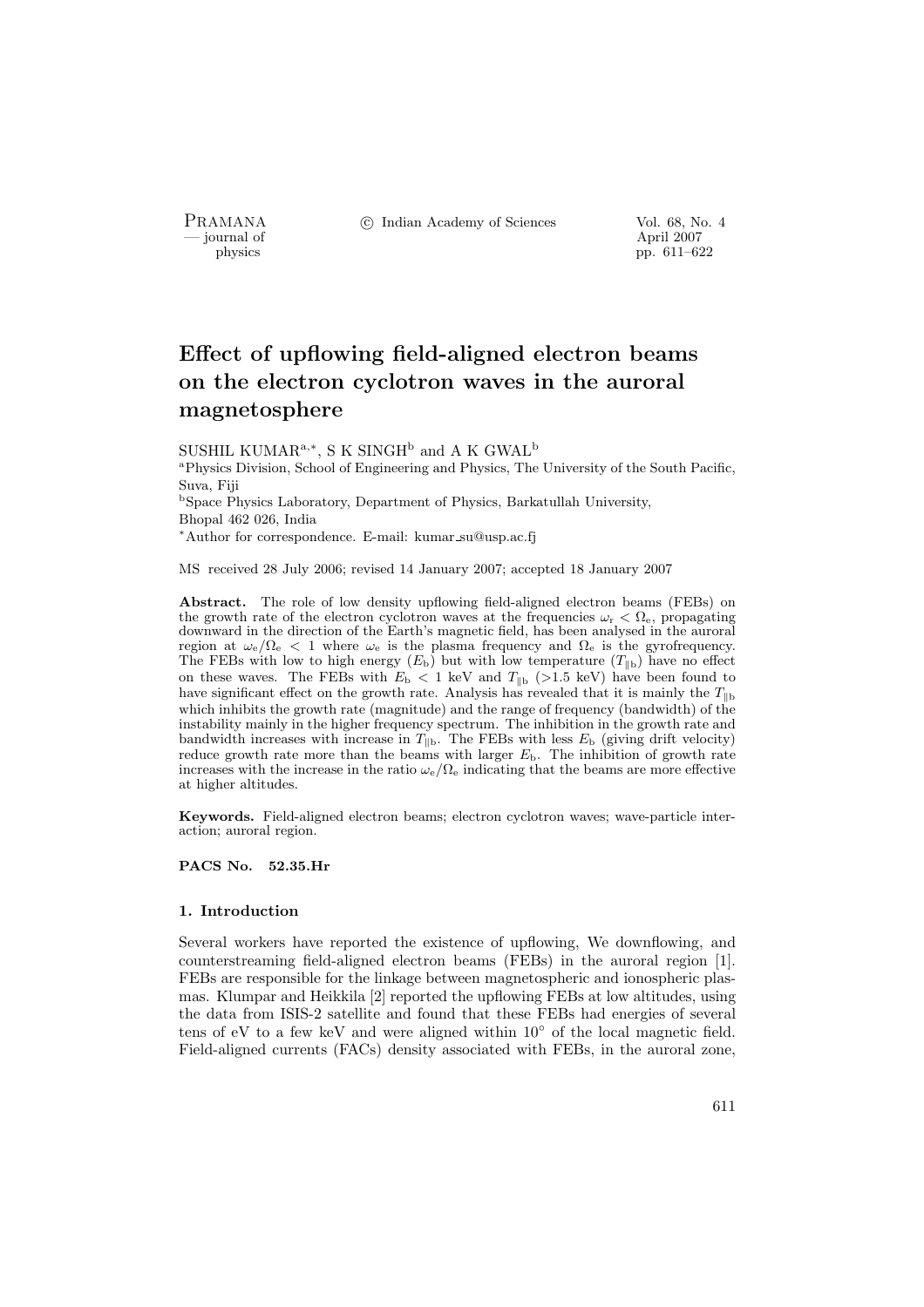# Effect of upflowing field-aligned electron beams on the electron cyclotron waves in the auroral magnetosphere

SUSHIL KUMAR[a,*], S K SINGH[b] and A K GWAL[b]

[a]Physics Division, School of Engineering and Physics, The University of the South Pacific, Suva, Fiji

[b]Space Physics Laboratory, Department of Physics, Barkatullah University, Bhopal 462 026, India

[*]Author for correspondence. E-mail: kumar_su@usp.ac.fj

MS received 28 July 2006; revised 14 January 2007; accepted 18 January 2007

**Abstract.** The role of low density upflowing field-aligned electron beams (FEBs) on the growth rate of the electron cyclotron waves at the frequencies $\omega_r < \Omega_e$, propagating downward in the direction of the Earth's magnetic field, has been analysed in the auroral region at $\omega_e/\Omega_e < 1$ where $\omega_e$ is the plasma frequency and $\Omega_e$ is the gyrofrequency. The FEBs with low to high energy ($E_b$) but with low temperature ($T_{\parallel b}$) have no effect on these waves. The FEBs with $E_b < 1$ keV and $T_{\parallel b}$ (>1.5 keV) have been found to have significant effect on the growth rate. Analysis has revealed that it is mainly the $T_{\parallel b}$ which inhibits the growth rate (magnitude) and the range of frequency (bandwidth) of the instability mainly in the higher frequency spectrum. The inhibition in the growth rate and bandwidth increases with increase in $T_{\parallel b}$. The FEBs with less $E_b$ (giving drift velocity) reduce growth rate more than the beams with larger $E_b$. The inhibition of growth rate increases with the increase in the ratio $\omega_e/\Omega_e$ indicating that the beams are more effective at higher altitudes.

**Keywords.** Field-aligned electron beams; electron cyclotron waves; wave-particle interaction; auroral region.

**PACS No. 52.35.Hr**

## 1. Introduction

Several workers have reported the existence of upflowing, We downflowing, and counterstreaming field-aligned electron beams (FEBs) in the auroral region [1]. FEBs are responsible for the linkage between magnetospheric and ionospheric plasmas. Klumpar and Heikkila [2] reported the upflowing FEBs at low altitudes, using the data from ISIS-2 satellite and found that these FEBs had energies of several tens of eV to a few keV and were aligned within 10° of the local magnetic field. Field-aligned currents (FACs) density associated with FEBs, in the auroral zone,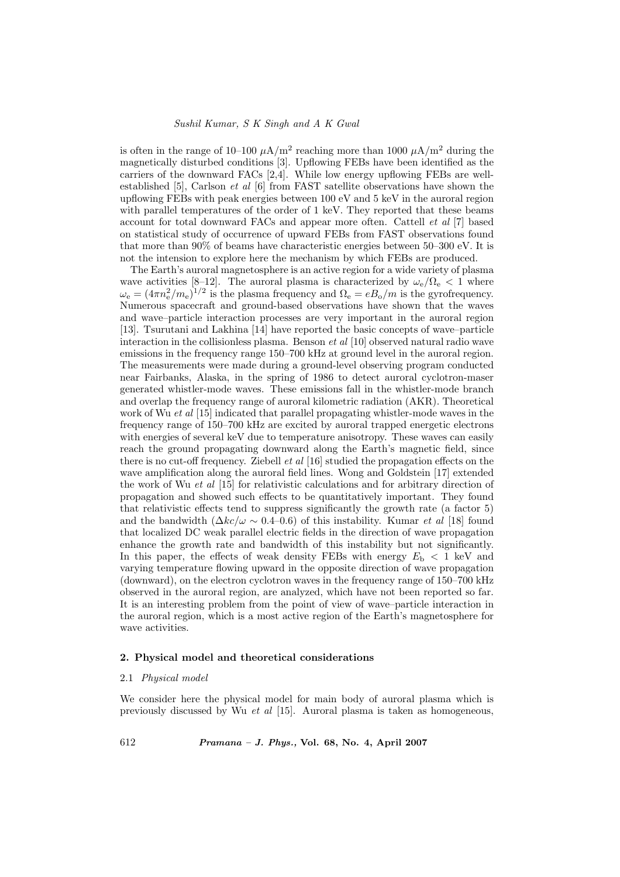is often in the range of 10–100 $\mu$A/m$^2$ reaching more than 1000 $\mu$A/m$^2$ during the magnetically disturbed conditions [3]. Upflowing FEBs have been identified as the carriers of the downward FACs [2,4]. While low energy upflowing FEBs are well-established [5], Carlson *et al* [6] from FAST satellite observations have shown the upflowing FEBs with peak energies between 100 eV and 5 keV in the auroral region with parallel temperatures of the order of 1 keV. They reported that these beams account for total downward FACs and appear more often. Cattell *et al* [7] based on statistical study of occurrence of upward FEBs from FAST observations found that more than 90% of beams have characteristic energies between 50–300 eV. It is not the intension to explore here the mechanism by which FEBs are produced.

The Earth's auroral magnetosphere is an active region for a wide variety of plasma wave activities [8–12]. The auroral plasma is characterized by $\omega_e/\Omega_e < 1$ where $\omega_e = (4\pi n_e^2/m_e)^{1/2}$ is the plasma frequency and $\Omega_e = eB_o/m$ is the gyrofrequency. Numerous spacecraft and ground-based observations have shown that the waves and wave–particle interaction processes are very important in the auroral region [13]. Tsurutani and Lakhina [14] have reported the basic concepts of wave–particle interaction in the collisionless plasma. Benson *et al* [10] observed natural radio wave emissions in the frequency range 150–700 kHz at ground level in the auroral region. The measurements were made during a ground-level observing program conducted near Fairbanks, Alaska, in the spring of 1986 to detect auroral cyclotron-maser generated whistler-mode waves. These emissions fall in the whistler-mode branch and overlap the frequency range of auroral kilometric radiation (AKR). Theoretical work of Wu *et al* [15] indicated that parallel propagating whistler-mode waves in the frequency range of 150–700 kHz are excited by auroral trapped energetic electrons with energies of several keV due to temperature anisotropy. These waves can easily reach the ground propagating downward along the Earth's magnetic field, since there is no cut-off frequency. Ziebell *et al* [16] studied the propagation effects on the wave amplification along the auroral field lines. Wong and Goldstein [17] extended the work of Wu *et al* [15] for relativistic calculations and for arbitrary direction of propagation and showed such effects to be quantitatively important. They found that relativistic effects tend to suppress significantly the growth rate (a factor 5) and the bandwidth ($\Delta kc/\omega \sim 0.4$–$0.6$) of this instability. Kumar *et al* [18] found that localized DC weak parallel electric fields in the direction of wave propagation enhance the growth rate and bandwidth of this instability but not significantly. In this paper, the effects of weak density FEBs with energy $E_b < 1$ keV and varying temperature flowing upward in the opposite direction of wave propagation (downward), on the electron cyclotron waves in the frequency range of 150–700 kHz observed in the auroral region, are analyzed, which have not been reported so far. It is an interesting problem from the point of view of wave–particle interaction in the auroral region, which is a most active region of the Earth's magnetosphere for wave activities.

## 2. Physical model and theoretical considerations

### 2.1 *Physical model*

We consider here the physical model for main body of auroral plasma which is previously discussed by Wu *et al* [15]. Auroral plasma is taken as homogeneous,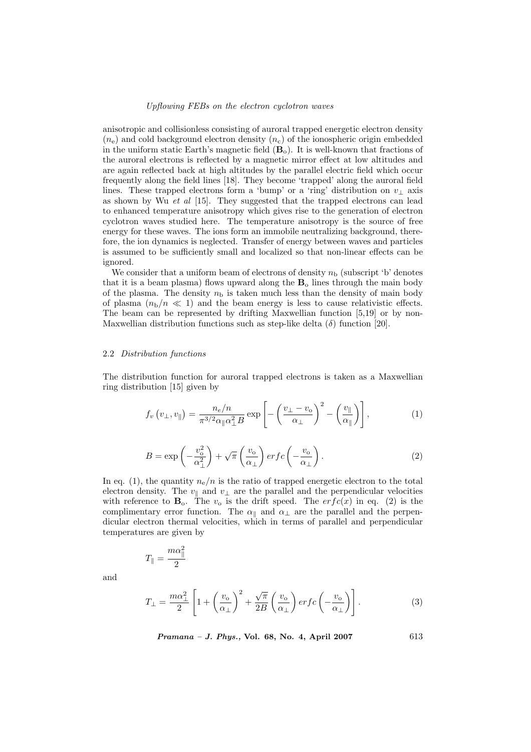anisotropic and collisionless consisting of auroral trapped energetic electron density ($n_e$) and cold background electron density ($n_c$) of the ionospheric origin embedded in the uniform static Earth's magnetic field ($\mathbf{B}_o$). It is well-known that fractions of the auroral electrons is reflected by a magnetic mirror effect at low altitudes and are again reflected back at high altitudes by the parallel electric field which occur frequently along the field lines [18]. They become 'trapped' along the auroral field lines. These trapped electrons form a 'bump' or a 'ring' distribution on $v_\perp$ axis as shown by Wu *et al* [15]. They suggested that the trapped electrons can lead to enhanced temperature anisotropy which gives rise to the generation of electron cyclotron waves studied here. The temperature anisotropy is the source of free energy for these waves. The ions form an immobile neutralizing background, therefore, the ion dynamics is neglected. Transfer of energy between waves and particles is assumed to be sufficiently small and localized so that non-linear effects can be ignored.

We consider that a uniform beam of electrons of density $n_b$ (subscript 'b' denotes that it is a beam plasma) flows upward along the $\mathbf{B}_o$ lines through the main body of the plasma. The density $n_b$ is taken much less than the density of main body of plasma ($n_b/n \ll 1$) and the beam energy is less to cause relativistic effects. The beam can be represented by drifting Maxwellian function [5,19] or by non-Maxwellian distribution functions such as step-like delta ($\delta$) function [20].

### 2.2 *Distribution functions*

The distribution function for auroral trapped electrons is taken as a Maxwellian ring distribution [15] given by

$$f_v\left(v_\perp, v_\parallel\right) = \frac{n_e/n}{\pi^{3/2}\alpha_\parallel \alpha_\perp^2 B} \exp\left[-\left(\frac{v_\perp - v_o}{\alpha_\perp}\right)^2 - \left(\frac{v_\parallel}{\alpha_\parallel}\right)\right], \tag{1}$$

$$B = \exp\left(-\frac{v_o^2}{\alpha_\perp^2}\right) + \sqrt{\pi}\left(\frac{v_o}{\alpha_\perp}\right) erfc\left(-\frac{v_o}{\alpha_\perp}\right). \tag{2}$$

In eq. (1), the quantity $n_e/n$ is the ratio of trapped energetic electron to the total electron density. The $v_\parallel$ and $v_\perp$ are the parallel and the perpendicular velocities with reference to $\mathbf{B}_o$. The $v_o$ is the drift speed. The $erfc(x)$ in eq. (2) is the complimentary error function. The $\alpha_\parallel$ and $\alpha_\perp$ are the parallel and the perpendicular electron thermal velocities, which in terms of parallel and perpendicular temperatures are given by

$$T_\parallel = \frac{m\alpha_\parallel^2}{2}$$

and

$$T_\perp = \frac{m\alpha_\perp^2}{2}\left[1 + \left(\frac{v_o}{\alpha_\perp}\right)^2 + \frac{\sqrt{\pi}}{2B}\left(\frac{v_o}{\alpha_\perp}\right) erfc\left(-\frac{v_o}{\alpha_\perp}\right)\right]. \tag{3}$$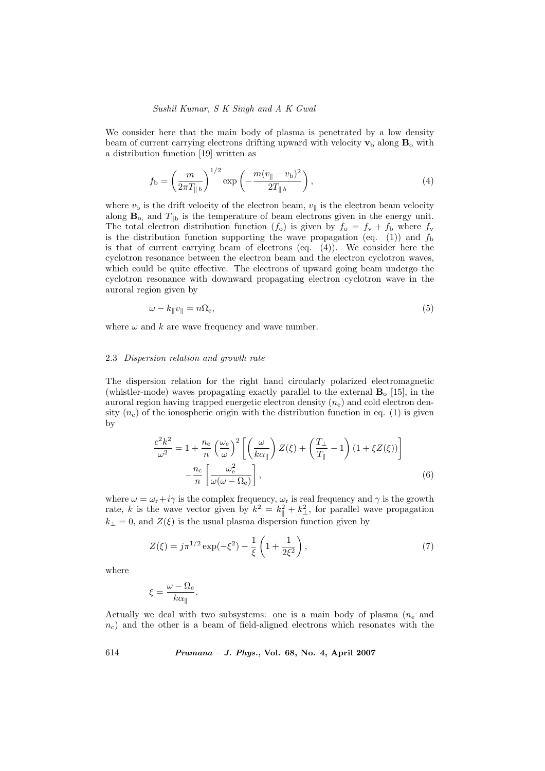We consider here that the main body of plasma is penetrated by a low density beam of current carrying electrons drifting upward with velocity $\mathbf{v}_{\mathrm{b}}$ along $\mathbf{B}_{\mathrm{o}}$ with a distribution function [19] written as

$$f_{\mathrm{b}} = \left(\frac{m}{2\pi T_{\parallel\, b}}\right)^{1/2} \exp\left(-\frac{m(v_{\parallel} - v_{\mathrm{b}})^2}{2T_{\parallel\, b}}\right), \tag{4}$$

where $v_{\mathrm{b}}$ is the drift velocity of the electron beam, $v_{\parallel}$ is the electron beam velocity along $\mathbf{B}_{\mathrm{o}}$, and $T_{\parallel \mathrm{b}}$ is the temperature of beam electrons given in the energy unit. The total electron distribution function ($f_{\mathrm{o}}$) is given by $f_{\mathrm{o}} = f_{\mathrm{v}} + f_{\mathrm{b}}$ where $f_{\mathrm{v}}$ is the distribution function supporting the wave propagation (eq. (1)) and $f_{\mathrm{b}}$ is that of current carrying beam of electrons (eq. (4)). We consider here the cyclotron resonance between the electron beam and the electron cyclotron waves, which could be quite effective. The electrons of upward going beam undergo the cyclotron resonance with downward propagating electron cyclotron wave in the auroral region given by

$$\omega - k_{\parallel} v_{\parallel} = n\Omega_{\mathrm{e}}, \tag{5}$$

where $\omega$ and $k$ are wave frequency and wave number.

### 2.3 *Dispersion relation and growth rate*

The dispersion relation for the right hand circularly polarized electromagnetic (whistler-mode) waves propagating exactly parallel to the external $\mathbf{B}_{\mathrm{o}}$ [15], in the auroral region having trapped energetic electron density ($n_{\mathrm{e}}$) and cold electron density ($n_{\mathrm{c}}$) of the ionospheric origin with the distribution function in eq. (1) is given by

$$\begin{aligned}\frac{c^2k^2}{\omega^2} = 1 &+ \frac{n_{\mathrm{e}}}{n}\left(\frac{\omega_{\mathrm{e}}}{\omega}\right)^2 \left[\left(\frac{\omega}{k\alpha_{\parallel}}\right) Z(\xi) + \left(\frac{T_{\perp}}{T_{\parallel}} - 1\right)(1 + \xi Z(\xi))\right] \\ &- \frac{n_{\mathrm{c}}}{n}\left[\frac{\omega_{\mathrm{e}}^2}{\omega(\omega - \Omega_{\mathrm{e}})}\right],\end{aligned} \tag{6}$$

where $\omega = \omega_{\mathrm{r}} + i\gamma$ is the complex frequency, $\omega_{\mathrm{r}}$ is real frequency and $\gamma$ is the growth rate, $k$ is the wave vector given by $k^2 = k_{\parallel}^2 + k_{\perp}^2$, for parallel wave propagation $k_{\perp} = 0$, and $Z(\xi)$ is the usual plasma dispersion function given by

$$Z(\xi) = j\pi^{1/2} \exp(-\xi^2) - \frac{1}{\xi}\left(1 + \frac{1}{2\xi^2}\right), \tag{7}$$

where

$$\xi = \frac{\omega - \Omega_{\mathrm{e}}}{k\alpha_{\parallel}}.$$

Actually we deal with two subsystems: one is a main body of plasma ($n_{\mathrm{e}}$ and $n_{\mathrm{c}}$) and the other is a beam of field-aligned electrons which resonates with the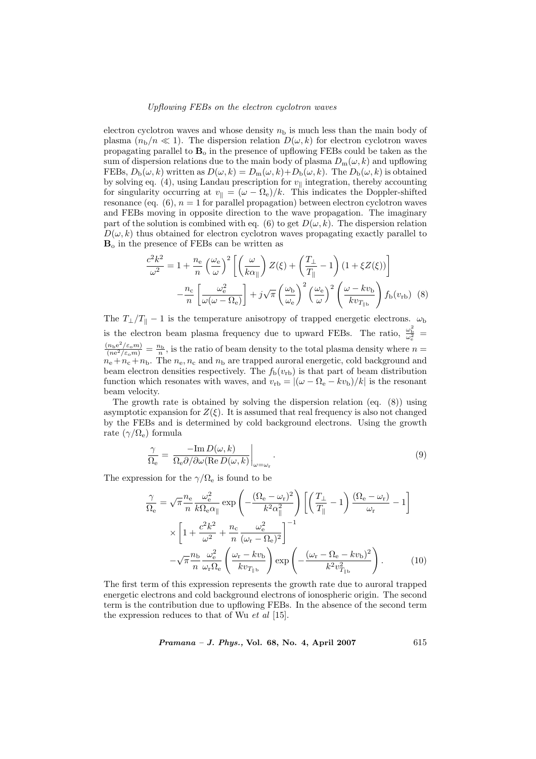electron cyclotron waves and whose density $n_{\rm b}$ is much less than the main body of plasma ($n_{\rm b}/n \ll 1$). The dispersion relation $D(\omega,k)$ for electron cyclotron waves propagating parallel to $\mathbf{B}_{\rm o}$ in the presence of upflowing FEBs could be taken as the sum of dispersion relations due to the main body of plasma $D_{\rm m}(\omega,k)$ and upflowing FEBs, $D_{\rm b}(\omega,k)$ written as $D(\omega,k) = D_{\rm m}(\omega,k)+D_{\rm b}(\omega,k)$. The $D_{\rm b}(\omega,k)$ is obtained by solving eq. (4), using Landau prescription for $v_\parallel$ integration, thereby accounting for singularity occurring at $v_\parallel = (\omega - \Omega_{\rm e})/k$. This indicates the Doppler-shifted resonance (eq. (6), $n = 1$ for parallel propagation) between electron cyclotron waves and FEBs moving in opposite direction to the wave propagation. The imaginary part of the solution is combined with eq. (6) to get $D(\omega,k)$. The dispersion relation $D(\omega,k)$ thus obtained for electron cyclotron waves propagating exactly parallel to $\mathbf{B}_{\rm o}$ in the presence of FEBs can be written as

$$\frac{c^2k^2}{\omega^2} = 1 + \frac{n_{\rm e}}{n}\left(\frac{\omega_{\rm e}}{\omega}\right)^2\left[\left(\frac{\omega}{k\alpha_\parallel}\right)Z(\xi) + \left(\frac{T_\perp}{T_\parallel}-1\right)(1+\xi Z(\xi))\right]$$
$$-\frac{n_{\rm c}}{n}\left[\frac{\omega_{\rm e}^2}{\omega(\omega-\Omega_{\rm e})}\right] + j\sqrt{\pi}\left(\frac{\omega_{\rm b}}{\omega_{\rm e}}\right)^2\left(\frac{\omega_{\rm e}}{\omega}\right)^2\left(\frac{\omega-kv_{\rm b}}{kv_{T_{\parallel \rm b}}}\right)f_{\rm b}(v_{\rm rb}) \quad (8)$$

The $T_\perp/T_\parallel - 1$ is the temperature anisotropy of trapped energetic electrons. $\omega_{\rm b}$ is the electron beam plasma frequency due to upward FEBs. The ratio, $\frac{\omega_{\rm b}^2}{\omega_{\rm e}^2} = \frac{(n_{\rm b}e^2/\varepsilon_{\rm o}m)}{(ne^2/\varepsilon_{\rm o}m)} = \frac{n_{\rm b}}{n}$, is the ratio of beam density to the total plasma density where $n = n_{\rm e}+n_{\rm c}+n_{\rm b}$. The $n_{\rm e}, n_{\rm c}$ and $n_{\rm b}$ are trapped auroral energetic, cold background and beam electron densities respectively. The $f_{\rm b}(v_{\rm rb})$ is that part of beam distribution function which resonates with waves, and $v_{\rm rb} = |(\omega - \Omega_{\rm e} - kv_{\rm b})/k|$ is the resonant beam velocity.

The growth rate is obtained by solving the dispersion relation (eq. (8)) using asymptotic expansion for $Z(\xi)$. It is assumed that real frequency is also not changed by the FEBs and is determined by cold background electrons. Using the growth rate ($\gamma/\Omega_{\rm e}$) formula

$$\frac{\gamma}{\Omega_{\rm e}} = \left.\frac{-{\rm Im}\,D(\omega,k)}{\Omega_{\rm e}\partial/\partial\omega({\rm Re}\,D(\omega,k)}\right|_{\omega=\omega_{\rm r}}. \quad (9)$$

The expression for the $\gamma/\Omega_{\rm e}$ is found to be

$$\frac{\gamma}{\Omega_{\rm e}} = \sqrt{\pi}\frac{n_{\rm e}}{n}\frac{\omega_{\rm e}^2}{k\Omega_{\rm e}\alpha_\parallel}\exp\left(-\frac{(\Omega_{\rm e}-\omega_{\rm r})^2}{k^2\alpha_\parallel^2}\right)\left[\left(\frac{T_\perp}{T_\parallel}-1\right)\frac{(\Omega_{\rm e}-\omega_{\rm r})}{\omega_{\rm r}}-1\right]$$
$$\times\left[1+\frac{c^2k^2}{\omega^2}+\frac{n_{\rm c}}{n}\frac{\omega_{\rm e}^2}{(\omega_{\rm r}-\Omega_{\rm e})^2}\right]^{-1}$$
$$-\sqrt{\pi}\frac{n_{\rm b}}{n}\frac{\omega_{\rm e}^2}{\omega_{\rm r}\Omega_{\rm e}}\left(\frac{\omega_{\rm r}-kv_{\rm b}}{kv_{T_{\parallel \rm b}}}\right)\exp\left(-\frac{(\omega_{\rm r}-\Omega_{\rm e}-kv_{\rm b})^2}{k^2v_{T_{\parallel \rm b}}^2}\right). \quad (10)$$

The first term of this expression represents the growth rate due to auroral trapped energetic electrons and cold background electrons of ionospheric origin. The second term is the contribution due to upflowing FEBs. In the absence of the second term the expression reduces to that of Wu *et al* [15].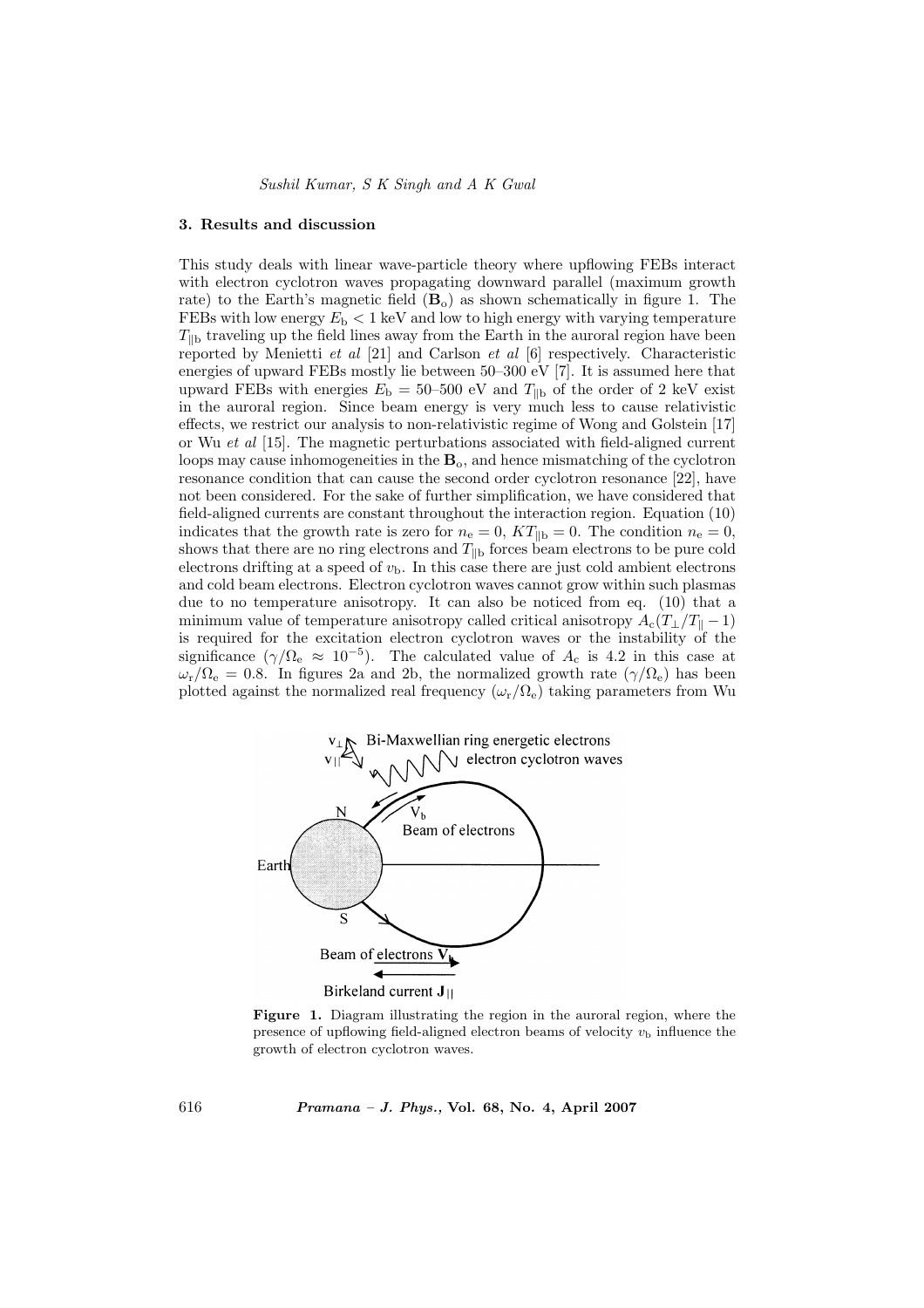### 3. Results and discussion

This study deals with linear wave-particle theory where upflowing FEBs interact with electron cyclotron waves propagating downward parallel (maximum growth rate) to the Earth's magnetic field ($\mathbf{B}_o$) as shown schematically in figure 1. The FEBs with low energy $E_b < 1$ keV and low to high energy with varying temperature $T_{\|b}$ traveling up the field lines away from the Earth in the auroral region have been reported by Menietti *et al* [21] and Carlson *et al* [6] respectively. Characteristic energies of upward FEBs mostly lie between 50–300 eV [7]. It is assumed here that upward FEBs with energies $E_b = 50$–$500$ eV and $T_{\|b}$ of the order of 2 keV exist in the auroral region. Since beam energy is very much less to cause relativistic effects, we restrict our analysis to non-relativistic regime of Wong and Golstein [17] or Wu *et al* [15]. The magnetic perturbations associated with field-aligned current loops may cause inhomogeneities in the $\mathbf{B}_o$, and hence mismatching of the cyclotron resonance condition that can cause the second order cyclotron resonance [22], have not been considered. For the sake of further simplification, we have considered that field-aligned currents are constant throughout the interaction region. Equation (10) indicates that the growth rate is zero for $n_e = 0$, $KT_{\|b} = 0$. The condition $n_e = 0$, shows that there are no ring electrons and $T_{\|b}$ forces beam electrons to be pure cold electrons drifting at a speed of $v_b$. In this case there are just cold ambient electrons and cold beam electrons. Electron cyclotron waves cannot grow within such plasmas due to no temperature anisotropy. It can also be noticed from eq. (10) that a minimum value of temperature anisotropy called critical anisotropy $A_c(T_\perp/T_\| - 1)$ is required for the excitation electron cyclotron waves or the instability of the significance ($\gamma/\Omega_e \approx 10^{-5}$). The calculated value of $A_c$ is 4.2 in this case at $\omega_r/\Omega_e = 0.8$. In figures 2a and 2b, the normalized growth rate ($\gamma/\Omega_e$) has been plotted against the normalized real frequency ($\omega_r/\Omega_e$) taking parameters from Wu

**Figure 1.** Diagram illustrating the region in the auroral region, where the presence of upflowing field-aligned electron beams of velocity $v_b$ influence the growth of electron cyclotron waves.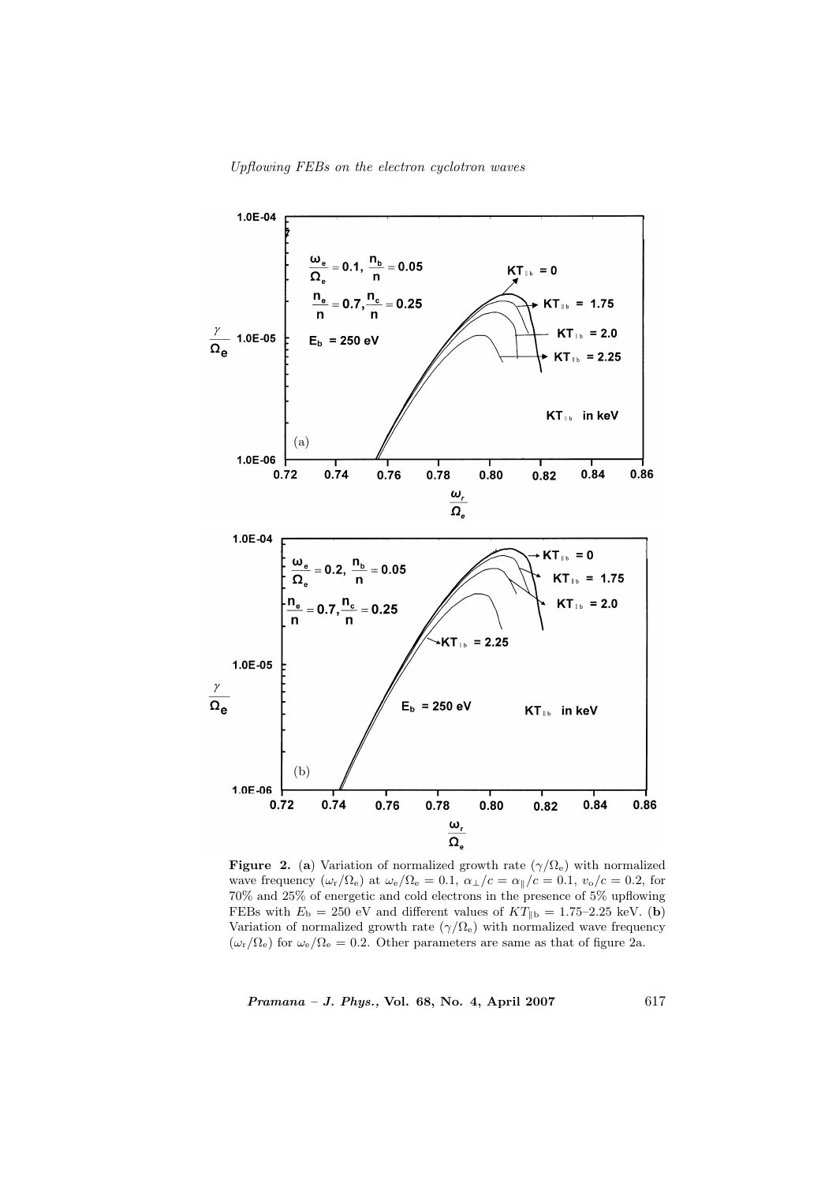**Figure 2.** (**a**) Variation of normalized growth rate ($\gamma/\Omega_e$) with normalized wave frequency ($\omega_r/\Omega_e$) at $\omega_e/\Omega_e = 0.1$, $\alpha_\perp/c = \alpha_\parallel/c = 0.1$, $v_o/c = 0.2$, for 70% and 25% of energetic and cold electrons in the presence of 5% upflowing FEBs with $E_b = 250$ eV and different values of $KT_{\parallel b} = 1.75$–$2.25$ keV. (**b**) Variation of normalized growth rate ($\gamma/\Omega_e$) with normalized wave frequency ($\omega_r/\Omega_e$) for $\omega_e/\Omega_e = 0.2$. Other parameters are same as that of figure 2a.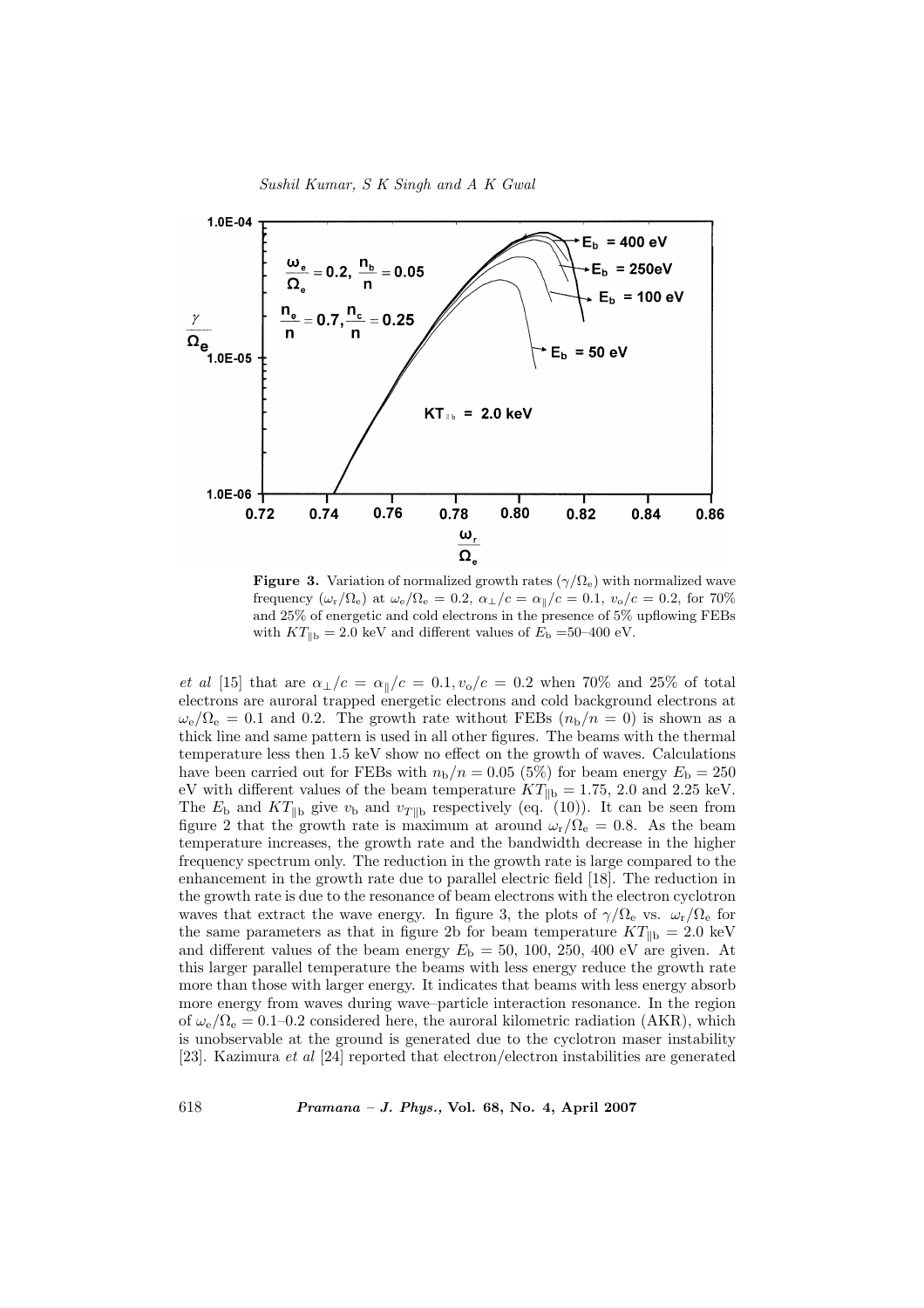**Figure 3.** Variation of normalized growth rates ($\gamma/\Omega_e$) with normalized wave frequency ($\omega_r/\Omega_e$) at $\omega_e/\Omega_e = 0.2$, $\alpha_\perp/c = \alpha_\parallel/c = 0.1$, $v_o/c = 0.2$, for 70% and 25% of energetic and cold electrons in the presence of 5% upflowing FEBs with $KT_{\parallel b} = 2.0$ keV and different values of $E_b$ =50–400 eV.

*et al* [15] that are $\alpha_\perp/c = \alpha_\parallel/c = 0.1, v_o/c = 0.2$ when 70% and 25% of total electrons are auroral trapped energetic electrons and cold background electrons at $\omega_e/\Omega_e = 0.1$ and 0.2. The growth rate without FEBs ($n_b/n = 0$) is shown as a thick line and same pattern is used in all other figures. The beams with the thermal temperature less then 1.5 keV show no effect on the growth of waves. Calculations have been carried out for FEBs with $n_b/n = 0.05$ (5%) for beam energy $E_b = 250$ eV with different values of the beam temperature $KT_{\parallel b} = 1.75$, 2.0 and 2.25 keV. The $E_b$ and $KT_{\parallel b}$ give $v_b$ and $v_{T\parallel b}$ respectively (eq. (10)). It can be seen from figure 2 that the growth rate is maximum at around $\omega_r/\Omega_e = 0.8$. As the beam temperature increases, the growth rate and the bandwidth decrease in the higher frequency spectrum only. The reduction in the growth rate is large compared to the enhancement in the growth rate due to parallel electric field [18]. The reduction in the growth rate is due to the resonance of beam electrons with the electron cyclotron waves that extract the wave energy. In figure 3, the plots of $\gamma/\Omega_e$ vs. $\omega_r/\Omega_e$ for the same parameters as that in figure 2b for beam temperature $KT_{\parallel b} = 2.0$ keV and different values of the beam energy $E_b = 50$, 100, 250, 400 eV are given. At this larger parallel temperature the beams with less energy reduce the growth rate more than those with larger energy. It indicates that beams with less energy absorb more energy from waves during wave–particle interaction resonance. In the region of $\omega_e/\Omega_e = 0.1$–0.2 considered here, the auroral kilometric radiation (AKR), which is unobservable at the ground is generated due to the cyclotron maser instability [23]. Kazimura *et al* [24] reported that electron/electron instabilities are generated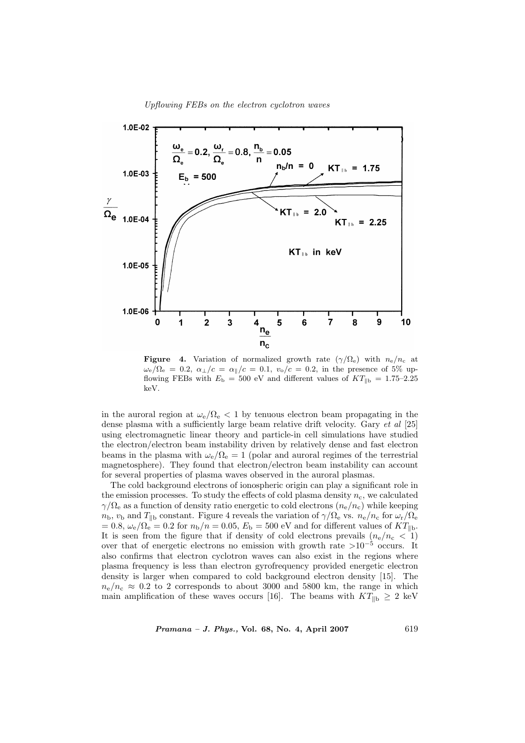**Figure 4.** Variation of normalized growth rate ($\gamma/\Omega_e$) with $n_e/n_c$ at $\omega_e/\Omega_e = 0.2$, $\alpha_\perp/c = \alpha_\parallel/c = 0.1$, $v_o/c = 0.2$, in the presence of 5% upflowing FEBs with $E_b = 500$ eV and different values of $KT_{\parallel b} = 1.75$–$2.25$ keV.

in the auroral region at $\omega_e/\Omega_e < 1$ by tenuous electron beam propagating in the dense plasma with a sufficiently large beam relative drift velocity. Gary *et al* [25] using electromagnetic linear theory and particle-in cell simulations have studied the electron/electron beam instability driven by relatively dense and fast electron beams in the plasma with $\omega_e/\Omega_e = 1$ (polar and auroral regimes of the terrestrial magnetosphere). They found that electron/electron beam instability can account for several properties of plasma waves observed in the auroral plasmas.

The cold background electrons of ionospheric origin can play a significant role in the emission processes. To study the effects of cold plasma density $n_c$, we calculated $\gamma/\Omega_e$ as a function of density ratio energetic to cold electrons ($n_e/n_c$) while keeping $n_b$, $v_b$ and $T_{\parallel b}$ constant. Figure 4 reveals the variation of $\gamma/\Omega_e$ vs. $n_e/n_c$ for $\omega_r/\Omega_e = 0.8$, $\omega_e/\Omega_e = 0.2$ for $n_b/n = 0.05$, $E_b = 500$ eV and for different values of $KT_{\parallel b}$. It is seen from the figure that if density of cold electrons prevails ($n_e/n_c < 1$) over that of energetic electrons no emission with growth rate $>10^{-5}$ occurs. It also confirms that electron cyclotron waves can also exist in the regions where plasma frequency is less than electron gyrofrequency provided energetic electron density is larger when compared to cold background electron density [15]. The $n_e/n_c \approx 0.2$ to 2 corresponds to about 3000 and 5800 km, the range in which main amplification of these waves occurs [16]. The beams with $KT_{\parallel b} \geq 2$ keV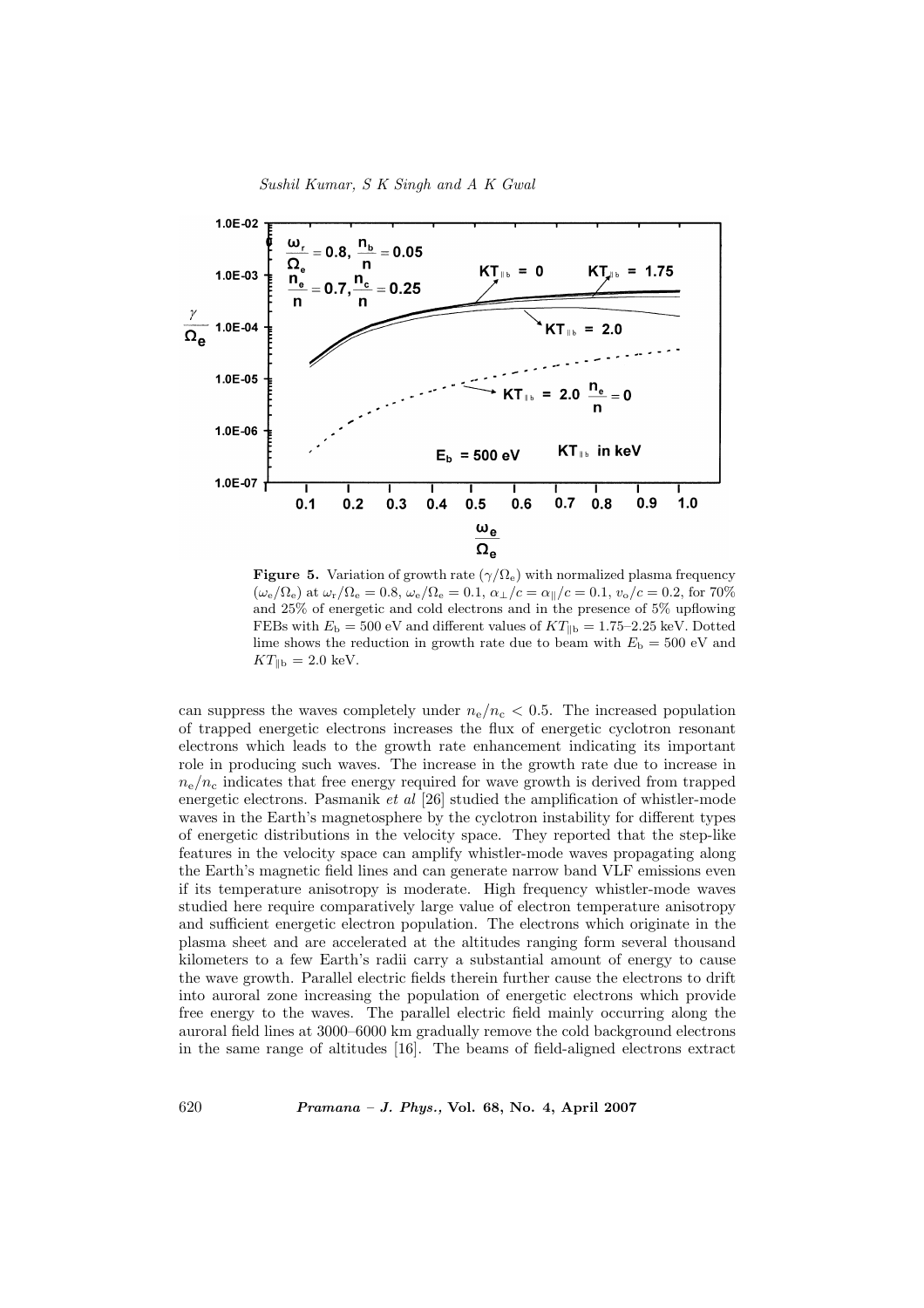**Figure 5.** Variation of growth rate ($\gamma/\Omega_e$) with normalized plasma frequency ($\omega_e/\Omega_e$) at $\omega_r/\Omega_e = 0.8$, $\omega_e/\Omega_e = 0.1$, $\alpha_\perp/c = \alpha_\parallel/c = 0.1$, $v_o/c = 0.2$, for 70% and 25% of energetic and cold electrons and in the presence of 5% upflowing FEBs with $E_b = 500$ eV and different values of $KT_{\parallel b} = 1.75$–$2.25$ keV. Dotted lime shows the reduction in growth rate due to beam with $E_b = 500$ eV and $KT_{\parallel b} = 2.0$ keV.

can suppress the waves completely under $n_e/n_c < 0.5$. The increased population of trapped energetic electrons increases the flux of energetic cyclotron resonant electrons which leads to the growth rate enhancement indicating its important role in producing such waves. The increase in the growth rate due to increase in $n_e/n_c$ indicates that free energy required for wave growth is derived from trapped energetic electrons. Pasmanik *et al* [26] studied the amplification of whistler-mode waves in the Earth's magnetosphere by the cyclotron instability for different types of energetic distributions in the velocity space. They reported that the step-like features in the velocity space can amplify whistler-mode waves propagating along the Earth's magnetic field lines and can generate narrow band VLF emissions even if its temperature anisotropy is moderate. High frequency whistler-mode waves studied here require comparatively large value of electron temperature anisotropy and sufficient energetic electron population. The electrons which originate in the plasma sheet and are accelerated at the altitudes ranging form several thousand kilometers to a few Earth's radii carry a substantial amount of energy to cause the wave growth. Parallel electric fields therein further cause the electrons to drift into auroral zone increasing the population of energetic electrons which provide free energy to the waves. The parallel electric field mainly occurring along the auroral field lines at 3000–6000 km gradually remove the cold background electrons in the same range of altitudes [16]. The beams of field-aligned electrons extract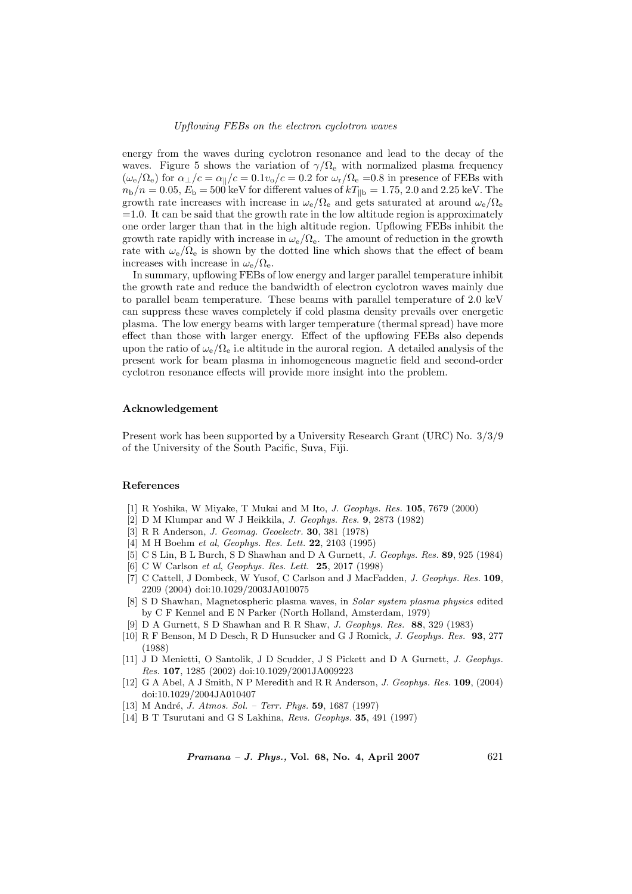energy from the waves during cyclotron resonance and lead to the decay of the waves. Figure 5 shows the variation of $\gamma/\Omega_e$ with normalized plasma frequency ($\omega_e/\Omega_e$) for $\alpha_\perp/c = \alpha_\parallel/c = 0.1 v_o/c = 0.2$ for $\omega_r/\Omega_e = 0.8$ in presence of FEBs with $n_b/n = 0.05$, $E_b = 500$ keV for different values of $kT_{\parallel b} = 1.75$, 2.0 and 2.25 keV. The growth rate increases with increase in $\omega_e/\Omega_e$ and gets saturated at around $\omega_e/\Omega_e = 1.0$. It can be said that the growth rate in the low altitude region is approximately one order larger than that in the high altitude region. Upflowing FEBs inhibit the growth rate rapidly with increase in $\omega_e/\Omega_e$. The amount of reduction in the growth rate with $\omega_e/\Omega_e$ is shown by the dotted line which shows that the effect of beam increases with increase in $\omega_e/\Omega_e$.

In summary, upflowing FEBs of low energy and larger parallel temperature inhibit the growth rate and reduce the bandwidth of electron cyclotron waves mainly due to parallel beam temperature. These beams with parallel temperature of 2.0 keV can suppress these waves completely if cold plasma density prevails over energetic plasma. The low energy beams with larger temperature (thermal spread) have more effect than those with larger energy. Effect of the upflowing FEBs also depends upon the ratio of $\omega_e/\Omega_e$ i.e altitude in the auroral region. A detailed analysis of the present work for beam plasma in inhomogeneous magnetic field and second-order cyclotron resonance effects will provide more insight into the problem.

### Acknowledgement

Present work has been supported by a University Research Grant (URC) No. 3/3/9 of the University of the South Pacific, Suva, Fiji.

### References

[1] R Yoshika, W Miyake, T Mukai and M Ito, *J. Geophys. Res.* **105**, 7679 (2000)

[2] D M Klumpar and W J Heikkila, *J. Geophys. Res.* **9**, 2873 (1982)

[3] R R Anderson, *J. Geomag. Geoelectr.* **30**, 381 (1978)

[4] M H Boehm *et al*, *Geophys. Res. Lett.* **22**, 2103 (1995)

[5] C S Lin, B L Burch, S D Shawhan and D A Gurnett, *J. Geophys. Res.* **89**, 925 (1984)

[6] C W Carlson *et al*, *Geophys. Res. Lett.* **25**, 2017 (1998)

[7] C Cattell, J Dombeck, W Yusof, C Carlson and J MacFadden, *J. Geophys. Res.* **109**, 2209 (2004) doi:10.1029/2003JA010075

[8] S D Shawhan, Magnetospheric plasma waves, in *Solar system plasma physics* edited by C F Kennel and E N Parker (North Holland, Amsterdam, 1979)

[9] D A Gurnett, S D Shawhan and R R Shaw, *J. Geophys. Res.* **88**, 329 (1983)

[10] R F Benson, M D Desch, R D Hunsucker and G J Romick, *J. Geophys. Res.* **93**, 277 (1988)

[11] J D Menietti, O Santolik, J D Scudder, J S Pickett and D A Gurnett, *J. Geophys. Res.* **107**, 1285 (2002) doi:10.1029/2001JA009223

[12] G A Abel, A J Smith, N P Meredith and R R Anderson, *J. Geophys. Res.* **109**, (2004) doi:10.1029/2004JA010407

[13] M André, *J. Atmos. Sol. – Terr. Phys.* **59**, 1687 (1997)

[14] B T Tsurutani and G S Lakhina, *Revs. Geophys.* **35**, 491 (1997)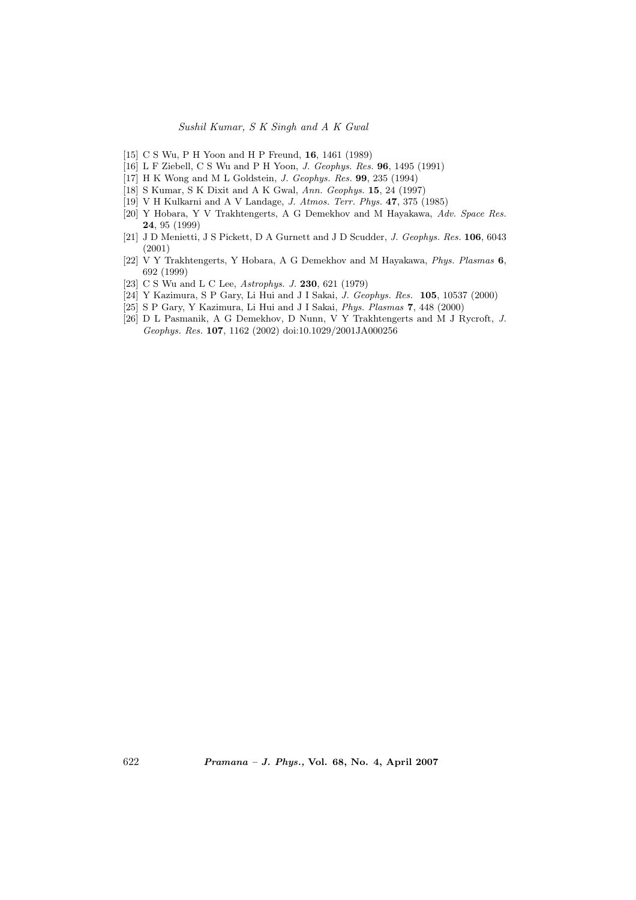- [15] C S Wu, P H Yoon and H P Freund, **16**, 1461 (1989)
- [16] L F Ziebell, C S Wu and P H Yoon, *J. Geophys. Res.* **96**, 1495 (1991)
- [17] H K Wong and M L Goldstein, *J. Geophys. Res.* **99**, 235 (1994)
- [18] S Kumar, S K Dixit and A K Gwal, *Ann. Geophys.* **15**, 24 (1997)
- [19] V H Kulkarni and A V Landage, *J. Atmos. Terr. Phys.* **47**, 375 (1985)
- [20] Y Hobara, Y V Trakhtengerts, A G Demekhov and M Hayakawa, *Adv. Space Res.* **24**, 95 (1999)
- [21] J D Menietti, J S Pickett, D A Gurnett and J D Scudder, *J. Geophys. Res.* **106**, 6043 (2001)
- [22] V Y Trakhtengerts, Y Hobara, A G Demekhov and M Hayakawa, *Phys. Plasmas* **6**, 692 (1999)
- [23] C S Wu and L C Lee, *Astrophys. J.* **230**, 621 (1979)
- [24] Y Kazimura, S P Gary, Li Hui and J I Sakai, *J. Geophys. Res.* **105**, 10537 (2000)
- [25] S P Gary, Y Kazimura, Li Hui and J I Sakai, *Phys. Plasmas* **7**, 448 (2000)
- [26] D L Pasmanik, A G Demekhov, D Nunn, V Y Trakhtengerts and M J Rycroft, *J. Geophys. Res.* **107**, 1162 (2002) doi:10.1029/2001JA000256